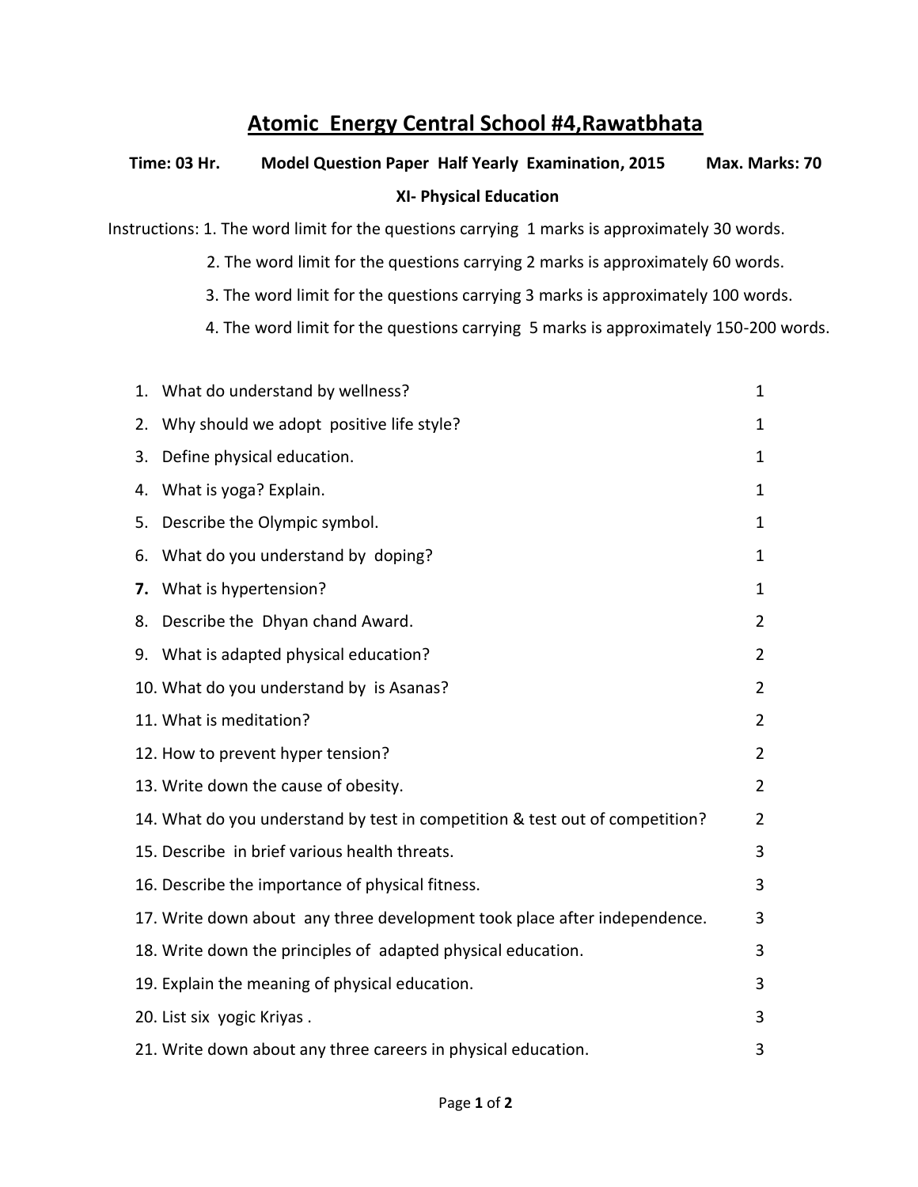# Atomic Energy Central School #4,Rawatbhata

**Time: 03 Hr.** **Model Question Paper Half Yearly Examination, 2015** **Max. Marks: 70**

**XI- Physical Education**

Instructions: 1. The word limit for the questions carrying 1 marks is approximately 30 words.

2. The word limit for the questions carrying 2 marks is approximately 60 words.

3. The word limit for the questions carrying 3 marks is approximately 100 words.

4. The word limit for the questions carrying 5 marks is approximately 150-200 words.

| | | |
|---|---|---|
| 1. | What do understand by wellness? | 1 |
| 2. | Why should we adopt positive life style? | 1 |
| 3. | Define physical education. | 1 |
| 4. | What is yoga? Explain. | 1 |
| 5. | Describe the Olympic symbol. | 1 |
| 6. | What do you understand by doping? | 1 |
| **7.** | What is hypertension? | 1 |
| 8. | Describe the Dhyan chand Award. | 2 |
| 9. | What is adapted physical education? | 2 |
| 10. | What do you understand by is Asanas? | 2 |
| 11. | What is meditation? | 2 |
| 12. | How to prevent hyper tension? | 2 |
| 13. | Write down the cause of obesity. | 2 |
| 14. | What do you understand by test in competition & test out of competition? | 2 |
| 15. | Describe in brief various health threats. | 3 |
| 16. | Describe the importance of physical fitness. | 3 |
| 17. | Write down about any three development took place after independence. | 3 |
| 18. | Write down the principles of adapted physical education. | 3 |
| 19. | Explain the meaning of physical education. | 3 |
| 20. | List six yogic Kriyas . | 3 |
| 21. | Write down about any three careers in physical education. | 3 |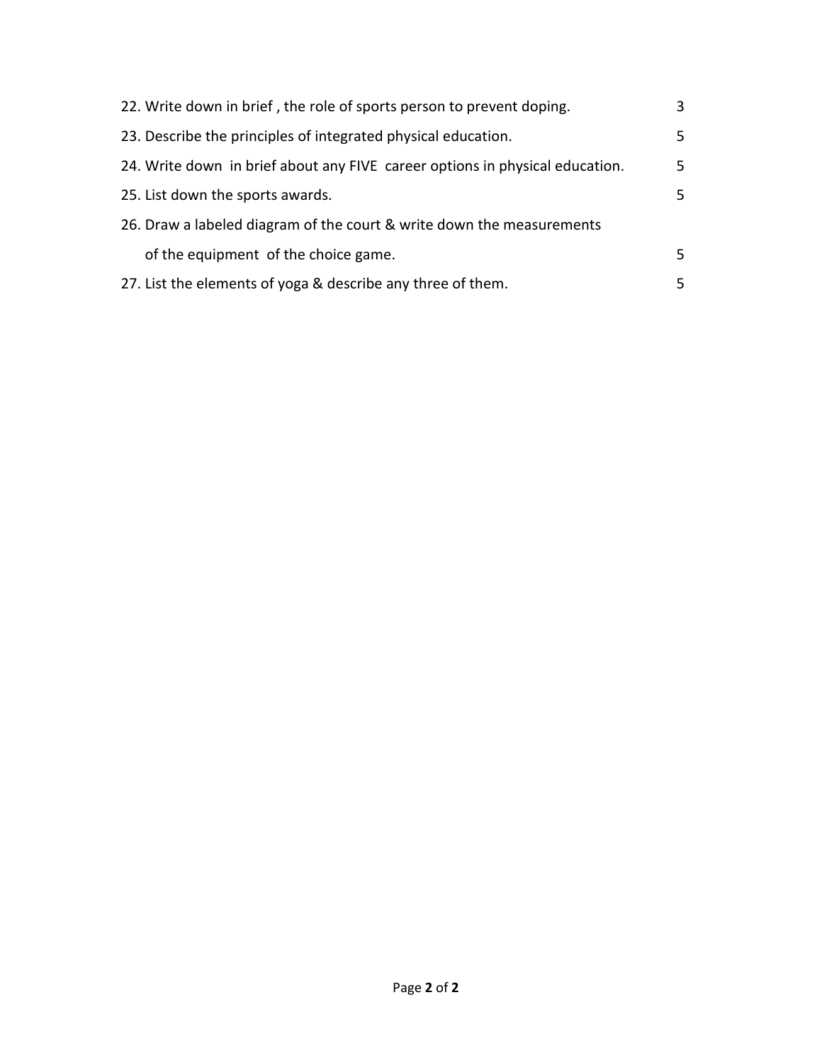22. Write down in brief , the role of sports person to prevent doping. 3

23. Describe the principles of integrated physical education. 5

24. Write down in brief about any FIVE career options in physical education. 5

25. List down the sports awards. 5

26. Draw a labeled diagram of the court & write down the measurements of the equipment of the choice game. 5

27. List the elements of yoga & describe any three of them. 5